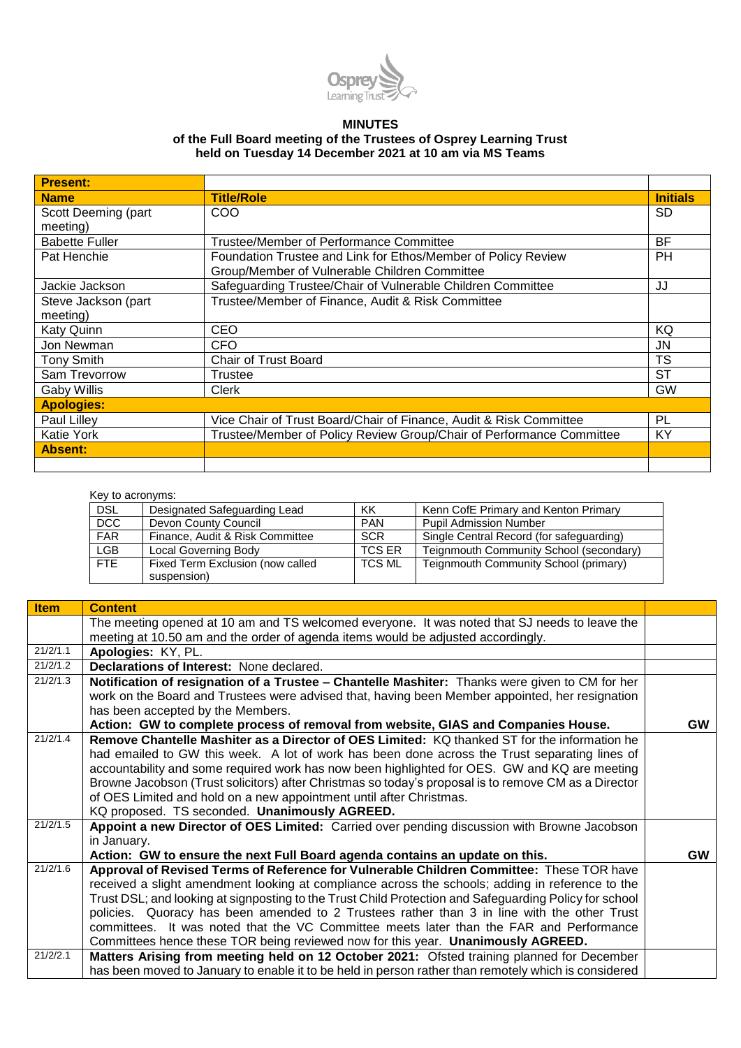**MINUTES**
**of the Full Board meeting of the Trustees of Osprey Learning Trust**
**held on Tuesday 14 December 2021 at 10 am via MS Teams**

| **Present:** | | |
|---|---|---|
| **Name** | **Title/Role** | **Initials** |
| Scott Deeming (part meeting) | COO | SD |
| Babette Fuller | Trustee/Member of Performance Committee | BF |
| Pat Henchie | Foundation Trustee and Link for Ethos/Member of Policy Review Group/Member of Vulnerable Children Committee | PH |
| Jackie Jackson | Safeguarding Trustee/Chair of Vulnerable Children Committee | JJ |
| Steve Jackson (part meeting) | Trustee/Member of Finance, Audit & Risk Committee | |
| Katy Quinn | CEO | KQ |
| Jon Newman | CFO | JN |
| Tony Smith | Chair of Trust Board | TS |
| Sam Trevorrow | Trustee | ST |
| Gaby Willis | Clerk | GW |
| **Apologies:** | | |
| Paul Lilley | Vice Chair of Trust Board/Chair of Finance, Audit & Risk Committee | PL |
| Katie York | Trustee/Member of Policy Review Group/Chair of Performance Committee | KY |
| **Absent:** | | |
| | | |

Key to acronyms:

| | | | |
|---|---|---|---|
| DSL | Designated Safeguarding Lead | KK | Kenn CofE Primary and Kenton Primary |
| DCC | Devon County Council | PAN | Pupil Admission Number |
| FAR | Finance, Audit & Risk Committee | SCR | Single Central Record (for safeguarding) |
| LGB | Local Governing Body | TCS ER | Teignmouth Community School (secondary) |
| FTE | Fixed Term Exclusion (now called suspension) | TCS ML | Teignmouth Community School (primary) |

| **Item** | **Content** | |
|---|---|---|
| | The meeting opened at 10 am and TS welcomed everyone. It was noted that SJ needs to leave the meeting at 10.50 am and the order of agenda items would be adjusted accordingly. | |
| 21/2/1.1 | **Apologies:** KY, PL. | |
| 21/2/1.2 | **Declarations of Interest:** None declared. | |
| 21/2/1.3 | **Notification of resignation of a Trustee – Chantelle Mashiter:** Thanks were given to CM for her work on the Board and Trustees were advised that, having been Member appointed, her resignation has been accepted by the Members.<br>**Action: GW to complete process of removal from website, GIAS and Companies House.** | **GW** |
| 21/2/1.4 | **Remove Chantelle Mashiter as a Director of OES Limited:** KQ thanked ST for the information he had emailed to GW this week. A lot of work has been done across the Trust separating lines of accountability and some required work has now been highlighted for OES. GW and KQ are meeting Browne Jacobson (Trust solicitors) after Christmas so today's proposal is to remove CM as a Director of OES Limited and hold on a new appointment until after Christmas.<br>KQ proposed. TS seconded. **Unanimously AGREED.** | |
| 21/2/1.5 | **Appoint a new Director of OES Limited:** Carried over pending discussion with Browne Jacobson in January.<br>**Action: GW to ensure the next Full Board agenda contains an update on this.** | **GW** |
| 21/2/1.6 | **Approval of Revised Terms of Reference for Vulnerable Children Committee:** These TOR have received a slight amendment looking at compliance across the schools; adding in reference to the Trust DSL; and looking at signposting to the Trust Child Protection and Safeguarding Policy for school policies. Quoracy has been amended to 2 Trustees rather than 3 in line with the other Trust committees. It was noted that the VC Committee meets later than the FAR and Performance Committees hence these TOR being reviewed now for this year. **Unanimously AGREED.** | |
| 21/2/2.1 | **Matters Arising from meeting held on 12 October 2021:** Ofsted training planned for December has been moved to January to enable it to be held in person rather than remotely which is considered | |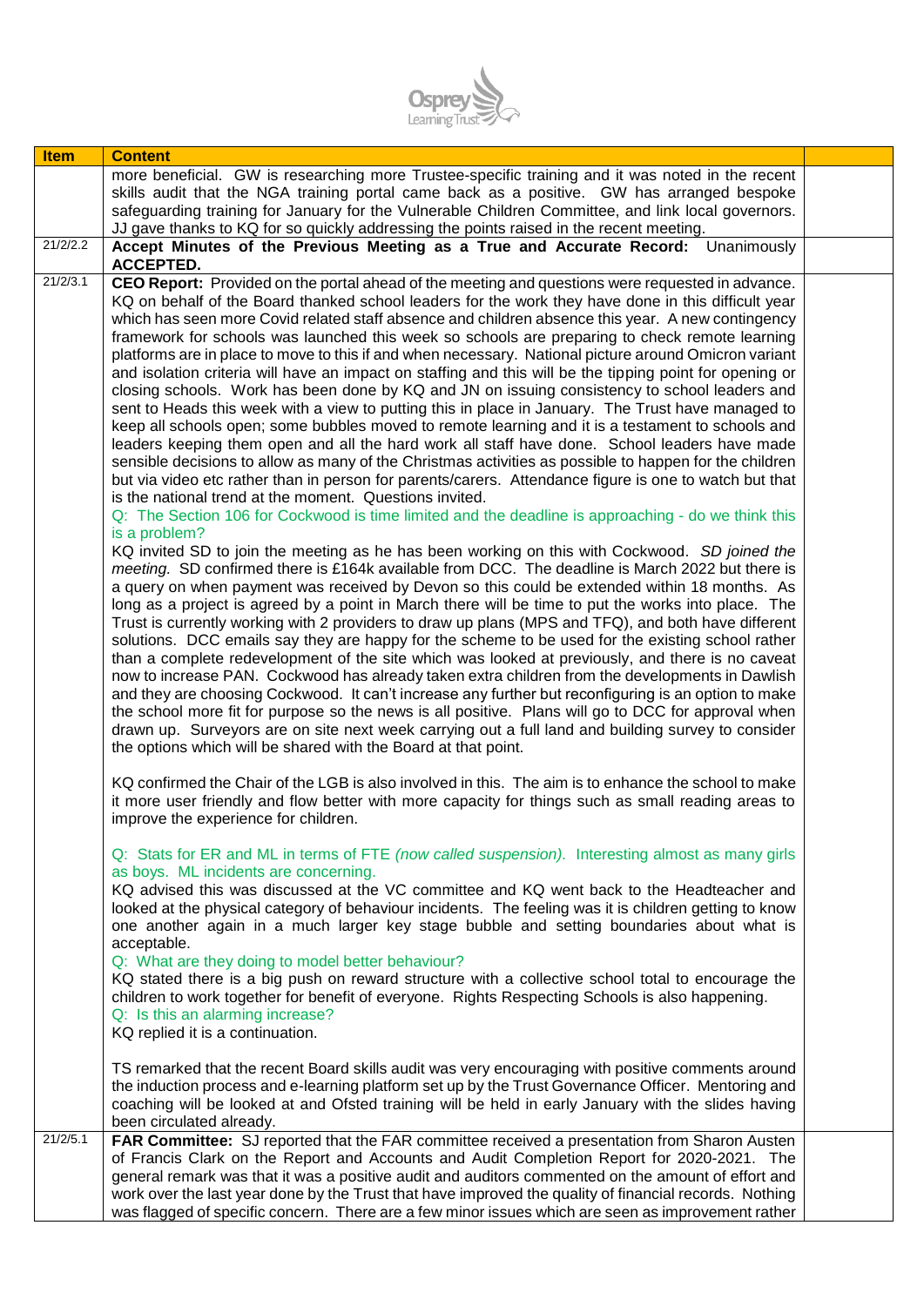| Item | Content | |
|---|---|---|
| | more beneficial. GW is researching more Trustee-specific training and it was noted in the recent skills audit that the NGA training portal came back as a positive. GW has arranged bespoke safeguarding training for January for the Vulnerable Children Committee, and link local governors. JJ gave thanks to KQ for so quickly addressing the points raised in the recent meeting. | |
| 21/2/2.2 | **Accept Minutes of the Previous Meeting as a True and Accurate Record:** Unanimously **ACCEPTED.** | |
| 21/2/3.1 | **CEO Report:** Provided on the portal ahead of the meeting and questions were requested in advance. KQ on behalf of the Board thanked school leaders for the work they have done in this difficult year which has seen more Covid related staff absence and children absence this year. A new contingency framework for schools was launched this week so schools are preparing to check remote learning platforms are in place to move to this if and when necessary. National picture around Omicron variant and isolation criteria will have an impact on staffing and this will be the tipping point for opening or closing schools. Work has been done by KQ and JN on issuing consistency to school leaders and sent to Heads this week with a view to putting this in place in January. The Trust have managed to keep all schools open; some bubbles moved to remote learning and it is a testament to schools and leaders keeping them open and all the hard work all staff have done. School leaders have made sensible decisions to allow as many of the Christmas activities as possible to happen for the children but via video etc rather than in person for parents/carers. Attendance figure is one to watch but that is the national trend at the moment. Questions invited.<br>Q: The Section 106 for Cockwood is time limited and the deadline is approaching - do we think this is a problem?<br>KQ invited SD to join the meeting as he has been working on this with Cockwood. *SD joined the meeting.* SD confirmed there is £164k available from DCC. The deadline is March 2022 but there is a query on when payment was received by Devon so this could be extended within 18 months. As long as a project is agreed by a point in March there will be time to put the works into place. The Trust is currently working with 2 providers to draw up plans (MPS and TFQ), and both have different solutions. DCC emails say they are happy for the scheme to be used for the existing school rather than a complete redevelopment of the site which was looked at previously, and there is no caveat now to increase PAN. Cockwood has already taken extra children from the developments in Dawlish and they are choosing Cockwood. It can't increase any further but reconfiguring is an option to make the school more fit for purpose so the news is all positive. Plans will go to DCC for approval when drawn up. Surveyors are on site next week carrying out a full land and building survey to consider the options which will be shared with the Board at that point.<br><br>KQ confirmed the Chair of the LGB is also involved in this. The aim is to enhance the school to make it more user friendly and flow better with more capacity for things such as small reading areas to improve the experience for children.<br><br>Q: Stats for ER and ML in terms of FTE *(now called suspension).* Interesting almost as many girls as boys. ML incidents are concerning.<br>KQ advised this was discussed at the VC committee and KQ went back to the Headteacher and looked at the physical category of behaviour incidents. The feeling was it is children getting to know one another again in a much larger key stage bubble and setting boundaries about what is acceptable.<br>Q: What are they doing to model better behaviour?<br>KQ stated there is a big push on reward structure with a collective school total to encourage the children to work together for benefit of everyone. Rights Respecting Schools is also happening.<br>Q: Is this an alarming increase?<br>KQ replied it is a continuation.<br><br>TS remarked that the recent Board skills audit was very encouraging with positive comments around the induction process and e-learning platform set up by the Trust Governance Officer. Mentoring and coaching will be looked at and Ofsted training will be held in early January with the slides having been circulated already. | |
| 21/2/5.1 | **FAR Committee:** SJ reported that the FAR committee received a presentation from Sharon Austen of Francis Clark on the Report and Accounts and Audit Completion Report for 2020-2021. The general remark was that it was a positive audit and auditors commented on the amount of effort and work over the last year done by the Trust that have improved the quality of financial records. Nothing was flagged of specific concern. There are a few minor issues which are seen as improvement rather | |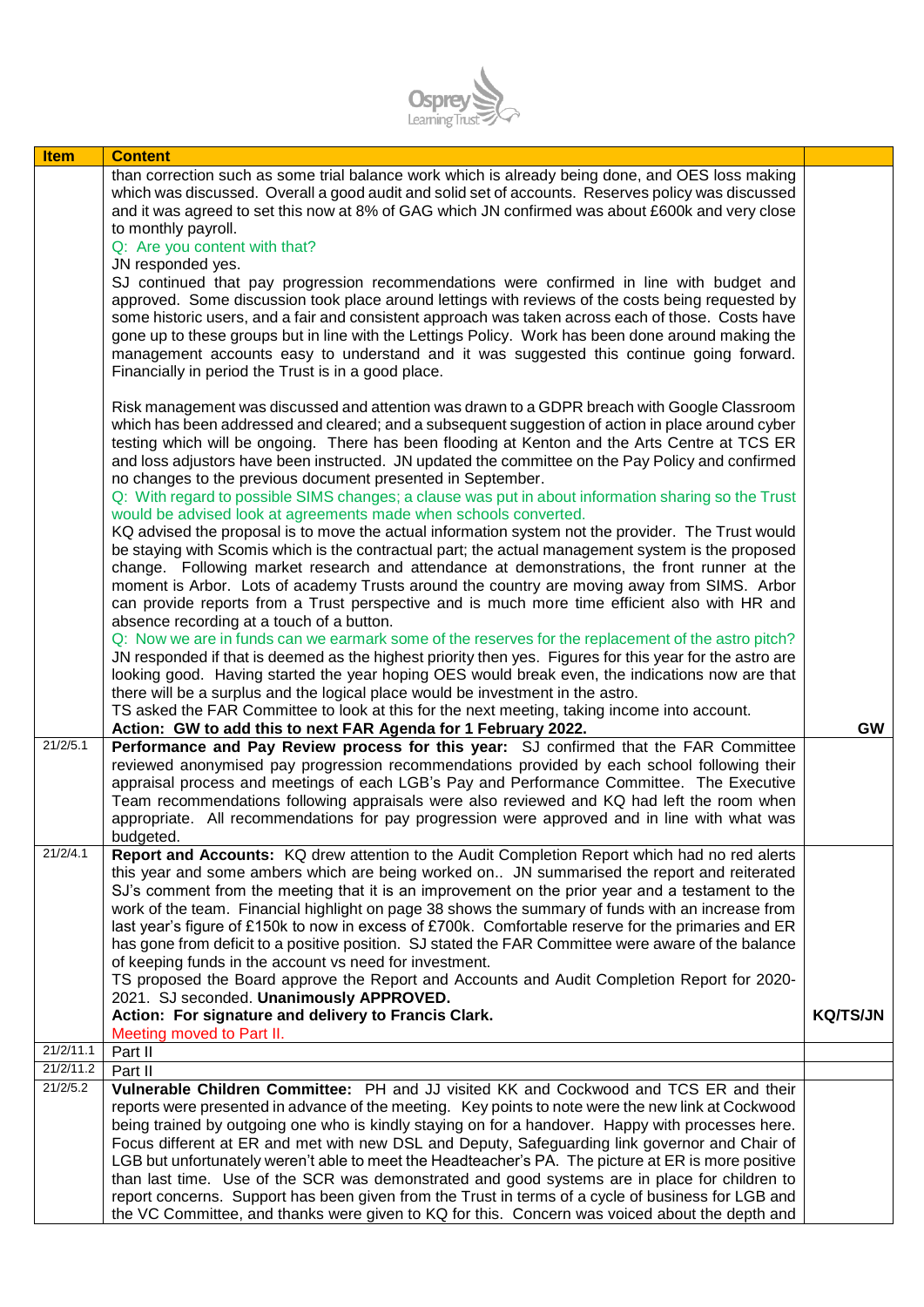| Item | Content | |
|---|---|---|
| | than correction such as some trial balance work which is already being done, and OES loss making which was discussed. Overall a good audit and solid set of accounts. Reserves policy was discussed and it was agreed to set this now at 8% of GAG which JN confirmed was about £600k and very close to monthly payroll.<br>Q: Are you content with that?<br>JN responded yes.<br>SJ continued that pay progression recommendations were confirmed in line with budget and approved. Some discussion took place around lettings with reviews of the costs being requested by some historic users, and a fair and consistent approach was taken across each of those. Costs have gone up to these groups but in line with the Lettings Policy. Work has been done around making the management accounts easy to understand and it was suggested this continue going forward. Financially in period the Trust is in a good place.<br><br>Risk management was discussed and attention was drawn to a GDPR breach with Google Classroom which has been addressed and cleared; and a subsequent suggestion of action in place around cyber testing which will be ongoing. There has been flooding at Kenton and the Arts Centre at TCS ER and loss adjustors have been instructed. JN updated the committee on the Pay Policy and confirmed no changes to the previous document presented in September.<br>Q: With regard to possible SIMS changes; a clause was put in about information sharing so the Trust would be advised look at agreements made when schools converted.<br>KQ advised the proposal is to move the actual information system not the provider. The Trust would be staying with Scomis which is the contractual part; the actual management system is the proposed change. Following market research and attendance at demonstrations, the front runner at the moment is Arbor. Lots of academy Trusts around the country are moving away from SIMS. Arbor can provide reports from a Trust perspective and is much more time efficient also with HR and absence recording at a touch of a button.<br>Q: Now we are in funds can we earmark some of the reserves for the replacement of the astro pitch?<br>JN responded if that is deemed as the highest priority then yes. Figures for this year for the astro are looking good. Having started the year hoping OES would break even, the indications now are that there will be a surplus and the logical place would be investment in the astro.<br>TS asked the FAR Committee to look at this for the next meeting, taking income into account.<br>**Action: GW to add this to next FAR Agenda for 1 February 2022.** | **GW** |
| 21/2/5.1 | **Performance and Pay Review process for this year:** SJ confirmed that the FAR Committee reviewed anonymised pay progression recommendations provided by each school following their appraisal process and meetings of each LGB's Pay and Performance Committee. The Executive Team recommendations following appraisals were also reviewed and KQ had left the room when appropriate. All recommendations for pay progression were approved and in line with what was budgeted. | |
| 21/2/4.1 | **Report and Accounts:** KQ drew attention to the Audit Completion Report which had no red alerts this year and some ambers which are being worked on.. JN summarised the report and reiterated SJ's comment from the meeting that it is an improvement on the prior year and a testament to the work of the team. Financial highlight on page 38 shows the summary of funds with an increase from last year's figure of £150k to now in excess of £700k. Comfortable reserve for the primaries and ER has gone from deficit to a positive position. SJ stated the FAR Committee were aware of the balance of keeping funds in the account vs need for investment.<br>TS proposed the Board approve the Report and Accounts and Audit Completion Report for 2020-2021. SJ seconded. **Unanimously APPROVED.**<br>**Action: For signature and delivery to Francis Clark.**<br>Meeting moved to Part II. | **KQ/TS/JN** |
| 21/2/11.1 | Part II | |
| 21/2/11.2 | Part II | |
| 21/2/5.2 | **Vulnerable Children Committee:** PH and JJ visited KK and Cockwood and TCS ER and their reports were presented in advance of the meeting. Key points to note were the new link at Cockwood being trained by outgoing one who is kindly staying on for a handover. Happy with processes here. Focus different at ER and met with new DSL and Deputy, Safeguarding link governor and Chair of LGB but unfortunately weren't able to meet the Headteacher's PA. The picture at ER is more positive than last time. Use of the SCR was demonstrated and good systems are in place for children to report concerns. Support has been given from the Trust in terms of a cycle of business for LGB and the VC Committee, and thanks were given to KQ for this. Concern was voiced about the depth and | |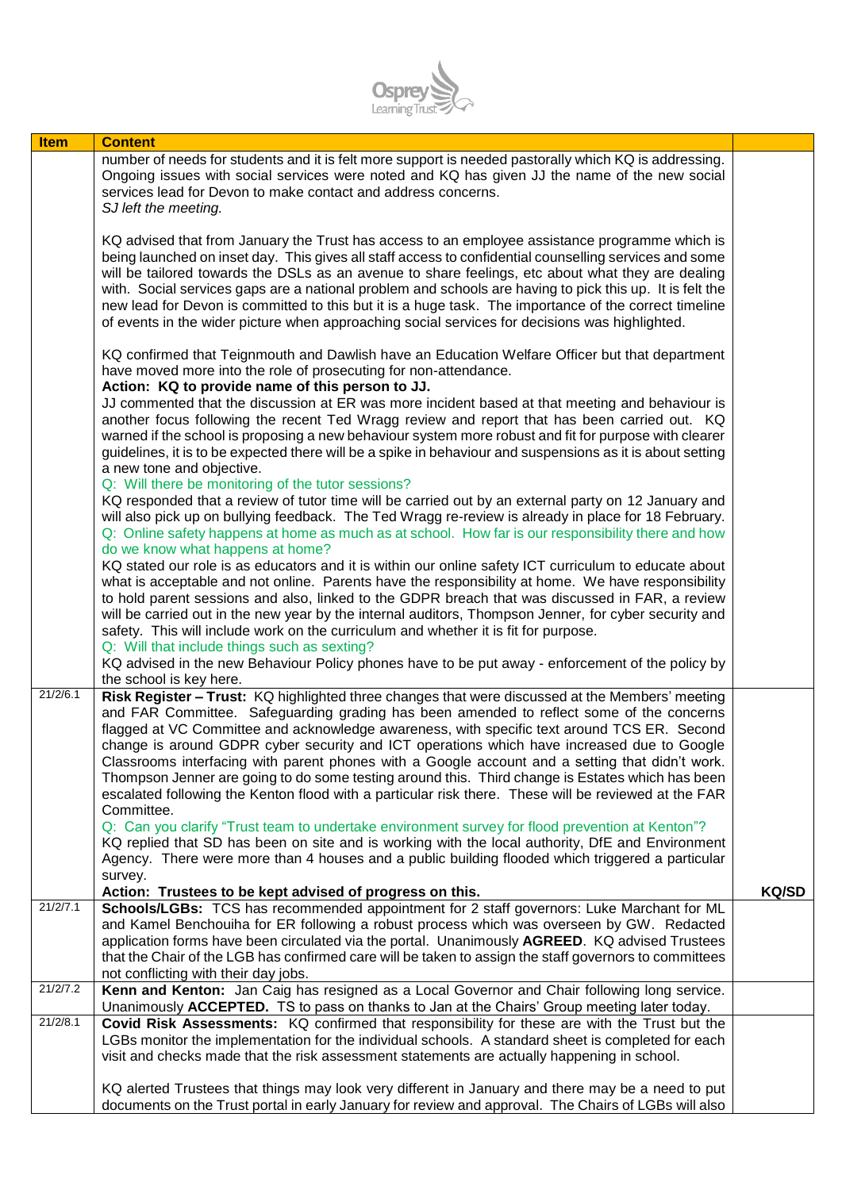| Item | Content | |
|---|---|---|
| | number of needs for students and it is felt more support is needed pastorally which KQ is addressing. Ongoing issues with social services were noted and KQ has given JJ the name of the new social services lead for Devon to make contact and address concerns.<br>*SJ left the meeting.*<br><br>KQ advised that from January the Trust has access to an employee assistance programme which is being launched on inset day. This gives all staff access to confidential counselling services and some will be tailored towards the DSLs as an avenue to share feelings, etc about what they are dealing with. Social services gaps are a national problem and schools are having to pick this up. It is felt the new lead for Devon is committed to this but it is a huge task. The importance of the correct timeline of events in the wider picture when approaching social services for decisions was highlighted.<br><br>KQ confirmed that Teignmouth and Dawlish have an Education Welfare Officer but that department have moved more into the role of prosecuting for non-attendance.<br>**Action: KQ to provide name of this person to JJ.**<br>JJ commented that the discussion at ER was more incident based at that meeting and behaviour is another focus following the recent Ted Wragg review and report that has been carried out. KQ warned if the school is proposing a new behaviour system more robust and fit for purpose with clearer guidelines, it is to be expected there will be a spike in behaviour and suspensions as it is about setting a new tone and objective.<br>Q: Will there be monitoring of the tutor sessions?<br>KQ responded that a review of tutor time will be carried out by an external party on 12 January and will also pick up on bullying feedback. The Ted Wragg re-review is already in place for 18 February.<br>Q: Online safety happens at home as much as at school. How far is our responsibility there and how do we know what happens at home?<br>KQ stated our role is as educators and it is within our online safety ICT curriculum to educate about what is acceptable and not online. Parents have the responsibility at home. We have responsibility to hold parent sessions and also, linked to the GDPR breach that was discussed in FAR, a review will be carried out in the new year by the internal auditors, Thompson Jenner, for cyber security and safety. This will include work on the curriculum and whether it is fit for purpose.<br>Q: Will that include things such as sexting?<br>KQ advised in the new Behaviour Policy phones have to be put away - enforcement of the policy by the school is key here. | |
| 21/2/6.1 | **Risk Register – Trust:** KQ highlighted three changes that were discussed at the Members' meeting and FAR Committee. Safeguarding grading has been amended to reflect some of the concerns flagged at VC Committee and acknowledge awareness, with specific text around TCS ER. Second change is around GDPR cyber security and ICT operations which have increased due to Google Classrooms interfacing with parent phones with a Google account and a setting that didn't work. Thompson Jenner are going to do some testing around this. Third change is Estates which has been escalated following the Kenton flood with a particular risk there. These will be reviewed at the FAR Committee.<br>Q: Can you clarify "Trust team to undertake environment survey for flood prevention at Kenton"?<br>KQ replied that SD has been on site and is working with the local authority, DfE and Environment Agency. There were more than 4 houses and a public building flooded which triggered a particular survey.<br>**Action: Trustees to be kept advised of progress on this.** | **KQ/SD** |
| 21/2/7.1 | **Schools/LGBs:** TCS has recommended appointment for 2 staff governors: Luke Marchant for ML and Kamel Benchouiha for ER following a robust process which was overseen by GW. Redacted application forms have been circulated via the portal. Unanimously **AGREED**. KQ advised Trustees that the Chair of the LGB has confirmed care will be taken to assign the staff governors to committees not conflicting with their day jobs. | |
| 21/2/7.2 | **Kenn and Kenton:** Jan Caig has resigned as a Local Governor and Chair following long service. Unanimously **ACCEPTED.** TS to pass on thanks to Jan at the Chairs' Group meeting later today. | |
| 21/2/8.1 | **Covid Risk Assessments:** KQ confirmed that responsibility for these are with the Trust but the LGBs monitor the implementation for the individual schools. A standard sheet is completed for each visit and checks made that the risk assessment statements are actually happening in school.<br><br>KQ alerted Trustees that things may look very different in January and there may be a need to put documents on the Trust portal in early January for review and approval. The Chairs of LGBs will also | |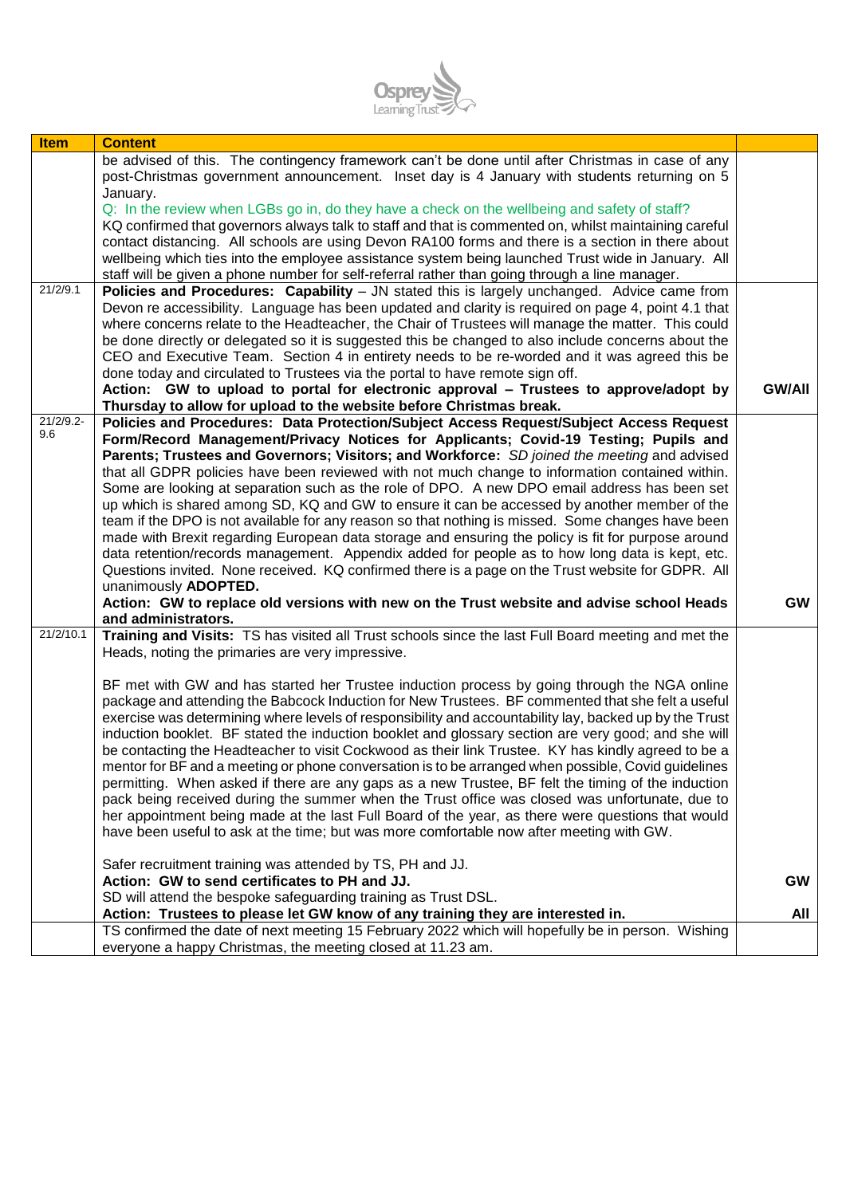| Item | Content | |
|---|---|---|
| | be advised of this. The contingency framework can't be done until after Christmas in case of any post-Christmas government announcement. Inset day is 4 January with students returning on 5 January.<br>Q: In the review when LGBs go in, do they have a check on the wellbeing and safety of staff?<br>KQ confirmed that governors always talk to staff and that is commented on, whilst maintaining careful contact distancing. All schools are using Devon RA100 forms and there is a section in there about wellbeing which ties into the employee assistance system being launched Trust wide in January. All staff will be given a phone number for self-referral rather than going through a line manager. | |
| 21/2/9.1 | **Policies and Procedures: Capability** – JN stated this is largely unchanged. Advice came from Devon re accessibility. Language has been updated and clarity is required on page 4, point 4.1 that where concerns relate to the Headteacher, the Chair of Trustees will manage the matter. This could be done directly or delegated so it is suggested this be changed to also include concerns about the CEO and Executive Team. Section 4 in entirety needs to be re-worded and it was agreed this be done today and circulated to Trustees via the portal to have remote sign off.<br>**Action: GW to upload to portal for electronic approval – Trustees to approve/adopt by Thursday to allow for upload to the website before Christmas break.** | **GW/All** |
| 21/2/9.2-9.6 | **Policies and Procedures: Data Protection/Subject Access Request/Subject Access Request Form/Record Management/Privacy Notices for Applicants; Covid-19 Testing; Pupils and Parents; Trustees and Governors; Visitors; and Workforce:** *SD joined the meeting* and advised that all GDPR policies have been reviewed with not much change to information contained within. Some are looking at separation such as the role of DPO. A new DPO email address has been set up which is shared among SD, KQ and GW to ensure it can be accessed by another member of the team if the DPO is not available for any reason so that nothing is missed. Some changes have been made with Brexit regarding European data storage and ensuring the policy is fit for purpose around data retention/records management. Appendix added for people as to how long data is kept, etc. Questions invited. None received. KQ confirmed there is a page on the Trust website for GDPR. All unanimously **ADOPTED.**<br>**Action: GW to replace old versions with new on the Trust website and advise school Heads and administrators.** | **GW** |
| 21/2/10.1 | **Training and Visits:** TS has visited all Trust schools since the last Full Board meeting and met the Heads, noting the primaries are very impressive.<br><br>BF met with GW and has started her Trustee induction process by going through the NGA online package and attending the Babcock Induction for New Trustees. BF commented that she felt a useful exercise was determining where levels of responsibility and accountability lay, backed up by the Trust induction booklet. BF stated the induction booklet and glossary section are very good; and she will be contacting the Headteacher to visit Cockwood as their link Trustee. KY has kindly agreed to be a mentor for BF and a meeting or phone conversation is to be arranged when possible, Covid guidelines permitting. When asked if there are any gaps as a new Trustee, BF felt the timing of the induction pack being received during the summer when the Trust office was closed was unfortunate, due to her appointment being made at the last Full Board of the year, as there were questions that would have been useful to ask at the time; but was more comfortable now after meeting with GW.<br><br>Safer recruitment training was attended by TS, PH and JJ.<br>**Action: GW to send certificates to PH and JJ.**<br>SD will attend the bespoke safeguarding training as Trust DSL.<br>**Action: Trustees to please let GW know of any training they are interested in.** | <br><br><br><br><br><br><br><br><br><br><br><br><br>**GW**<br><br>**All** |
| | TS confirmed the date of next meeting 15 February 2022 which will hopefully be in person. Wishing everyone a happy Christmas, the meeting closed at 11.23 am. | |